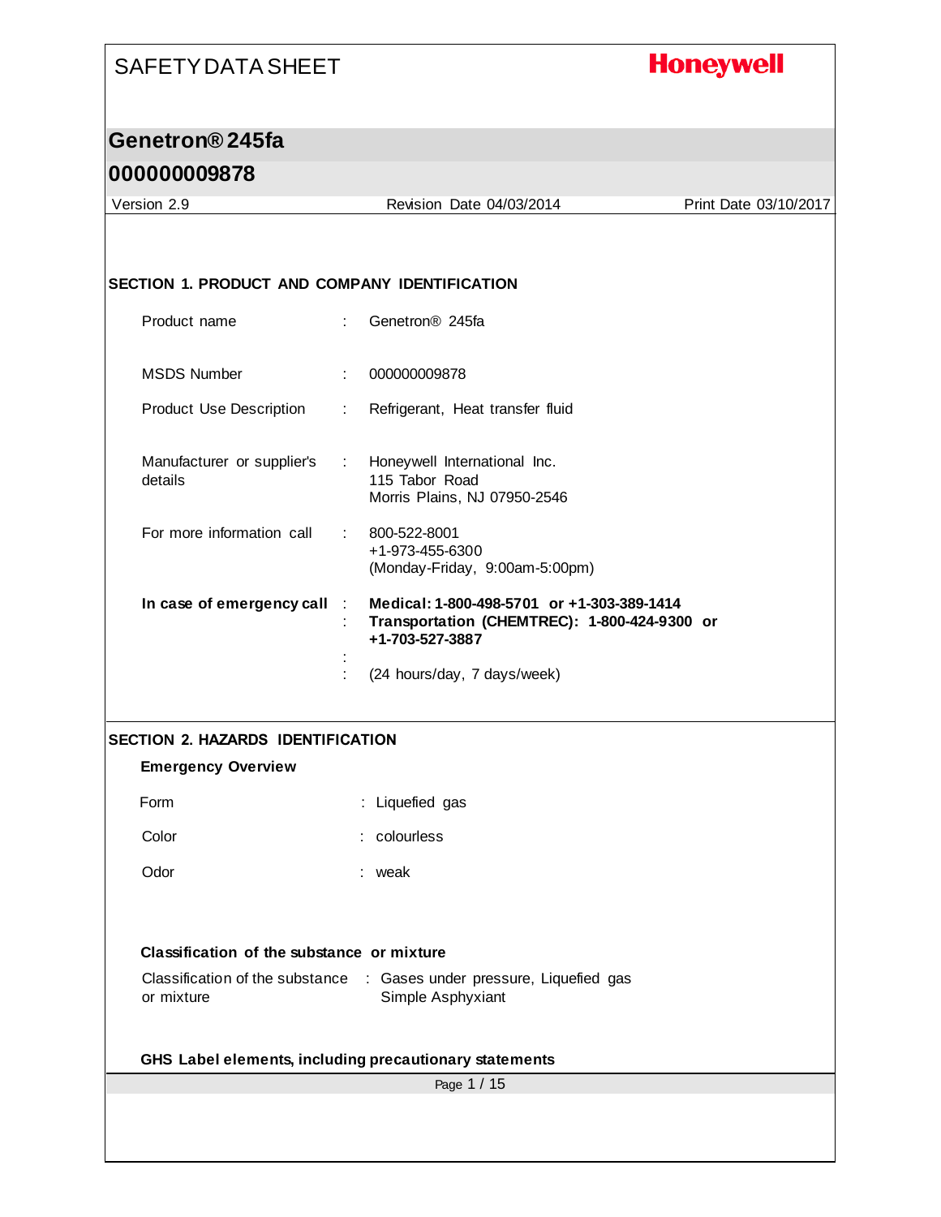# SAFETY DATA SHEET

**Honeywell**

## Genetron® 245fa

## 000000009878

Version 2.9 | Revision Date 04/03/2014 | Print Date 03/10/2017

### SECTION 1. PRODUCT AND COMPANY IDENTIFICATION

| | | |
|---|---|---|
| Product name | : | Genetron® 245fa |
| MSDS Number | : | 000000009878 |
| Product Use Description | : | Refrigerant, Heat transfer fluid |
| Manufacturer or supplier's details | : | Honeywell International Inc.<br>115 Tabor Road<br>Morris Plains, NJ 07950-2546 |
| For more information call | : | 800-522-8001<br>+1-973-455-6300<br>(Monday-Friday, 9:00am-5:00pm) |
| **In case of emergency call** | : | **Medical: 1-800-498-5701 or +1-303-389-1414** |
| | : | **Transportation (CHEMTREC): 1-800-424-9300 or +1-703-527-3887** |
| | : | |
| | : | (24 hours/day, 7 days/week) |

### SECTION 2. HAZARDS IDENTIFICATION

#### Emergency Overview

| | | |
|---|---|---|
| Form | : | Liquefied gas |
| Color | : | colourless |
| Odor | : | weak |

#### Classification of the substance or mixture

| | | |
|---|---|---|
| Classification of the substance or mixture | : | Gases under pressure, Liquefied gas<br>Simple Asphyxiant |

#### GHS Label elements, including precautionary statements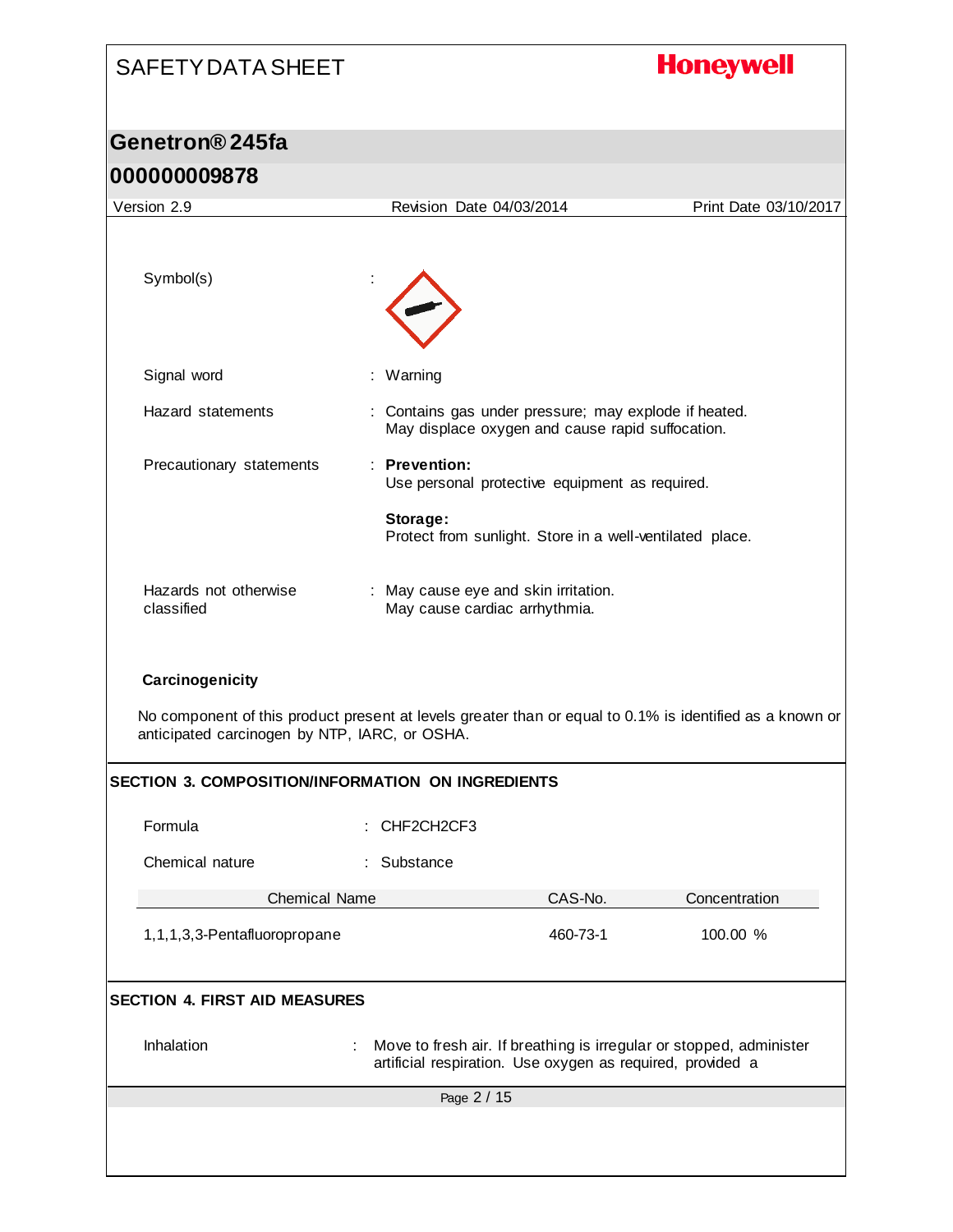| | | |
|---|---|---|
| Symbol(s) | : | |
| Signal word | : | Warning |
| Hazard statements | : | Contains gas under pressure; may explode if heated.<br>May displace oxygen and cause rapid suffocation. |
| Precautionary statements | : | **Prevention:**<br>Use personal protective equipment as required.<br><br>**Storage:**<br>Protect from sunlight. Store in a well-ventilated place. |
| Hazards not otherwise classified | : | May cause eye and skin irritation.<br>May cause cardiac arrhythmia. |

**Carcinogenicity**

No component of this product present at levels greater than or equal to 0.1% is identified as a known or anticipated carcinogen by NTP, IARC, or OSHA.

## SECTION 3. COMPOSITION/INFORMATION ON INGREDIENTS

| | | |
|---|---|---|
| Formula | : | CHF2CH2CF3 |
| Chemical nature | : | Substance |

| Chemical Name | CAS-No. | Concentration |
|---|---|---|
| 1,1,1,3,3-Pentafluoropropane | 460-73-1 | 100.00 % |

## SECTION 4. FIRST AID MEASURES

| | | |
|---|---|---|
| Inhalation | : | Move to fresh air. If breathing is irregular or stopped, administer artificial respiration. Use oxygen as required, provided a |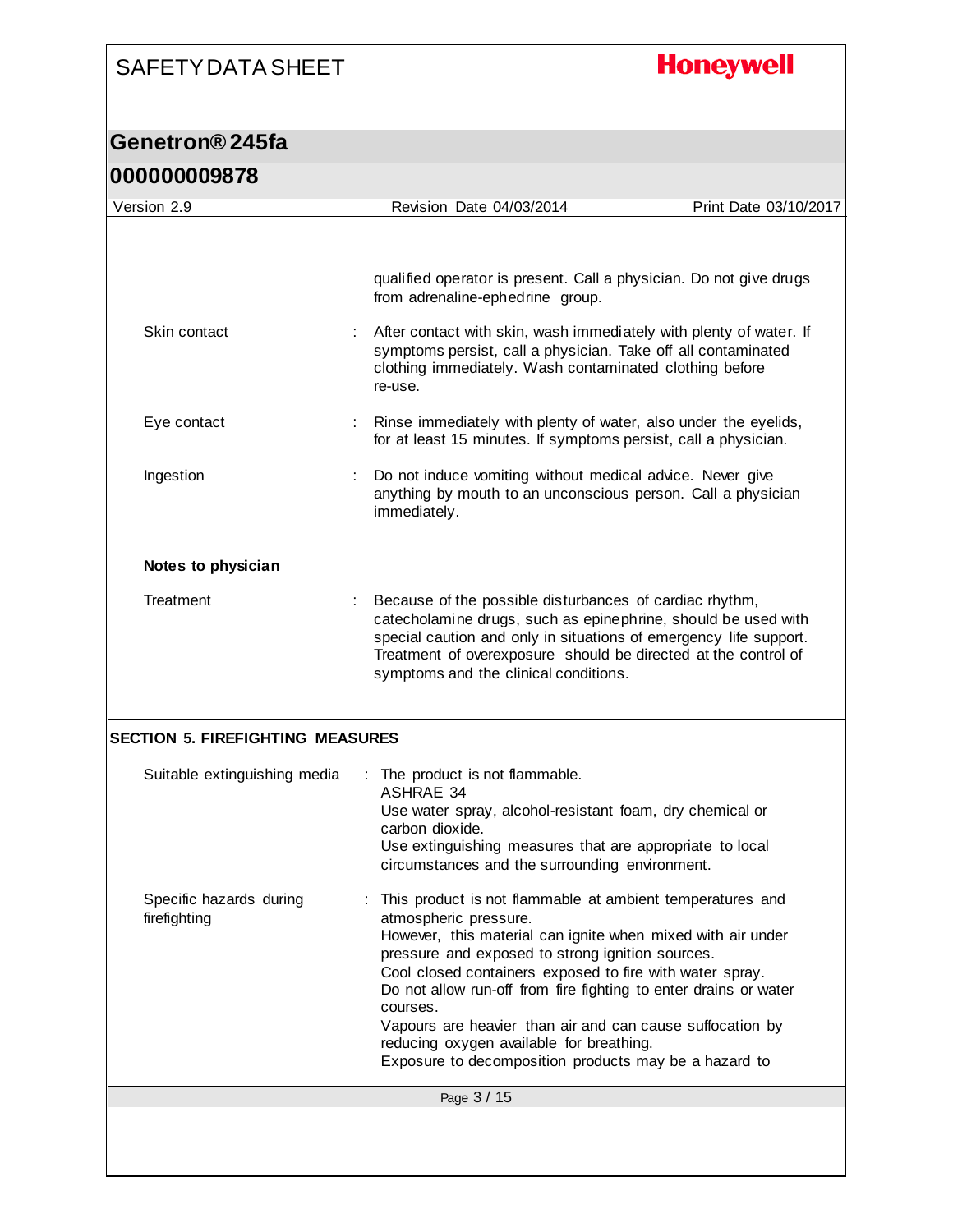qualified operator is present. Call a physician. Do not give drugs from adrenaline-ephedrine group.

| | | |
|---|---|---|
| Skin contact | : | After contact with skin, wash immediately with plenty of water. If symptoms persist, call a physician. Take off all contaminated clothing immediately. Wash contaminated clothing before re-use. |
| Eye contact | : | Rinse immediately with plenty of water, also under the eyelids, for at least 15 minutes. If symptoms persist, call a physician. |
| Ingestion | : | Do not induce vomiting without medical advice. Never give anything by mouth to an unconscious person. Call a physician immediately. |

**Notes to physician**

| | | |
|---|---|---|
| Treatment | : | Because of the possible disturbances of cardiac rhythm, catecholamine drugs, such as epinephrine, should be used with special caution and only in situations of emergency life support. Treatment of overexposure should be directed at the control of symptoms and the clinical conditions. |

## SECTION 5. FIREFIGHTING MEASURES

| | | |
|---|---|---|
| Suitable extinguishing media | : | The product is not flammable.<br>ASHRAE 34<br>Use water spray, alcohol-resistant foam, dry chemical or carbon dioxide.<br>Use extinguishing measures that are appropriate to local circumstances and the surrounding environment. |
| Specific hazards during firefighting | : | This product is not flammable at ambient temperatures and atmospheric pressure.<br>However, this material can ignite when mixed with air under pressure and exposed to strong ignition sources.<br>Cool closed containers exposed to fire with water spray.<br>Do not allow run-off from fire fighting to enter drains or water courses.<br>Vapours are heavier than air and can cause suffocation by reducing oxygen available for breathing.<br>Exposure to decomposition products may be a hazard to |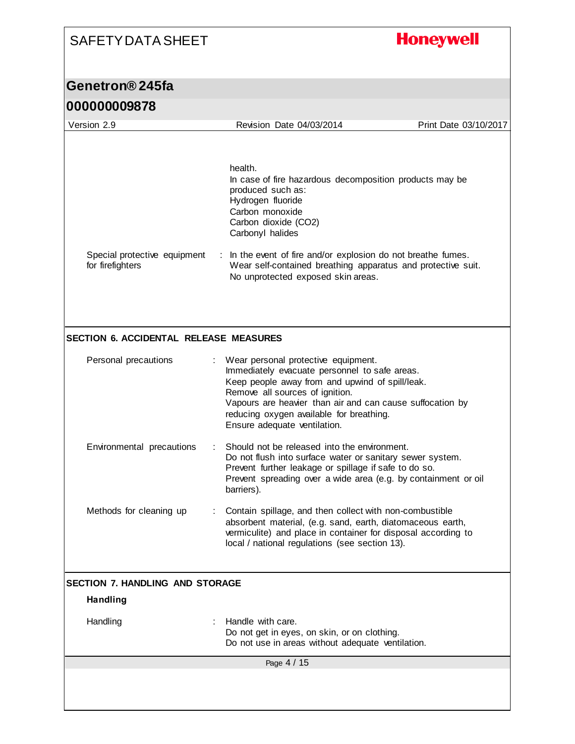health.
In case of fire hazardous decomposition products may be produced such as:
Hydrogen fluoride
Carbon monoxide
Carbon dioxide ($CO_2$)
Carbonyl halides

Special protective equipment for firefighters : In the event of fire and/or explosion do not breathe fumes.
Wear self-contained breathing apparatus and protective suit.
No unprotected exposed skin areas.

## SECTION 6. ACCIDENTAL RELEASE MEASURES

Personal precautions : Wear personal protective equipment.
Immediately evacuate personnel to safe areas.
Keep people away from and upwind of spill/leak.
Remove all sources of ignition.
Vapours are heavier than air and can cause suffocation by reducing oxygen available for breathing.
Ensure adequate ventilation.

Environmental precautions : Should not be released into the environment.
Do not flush into surface water or sanitary sewer system.
Prevent further leakage or spillage if safe to do so.
Prevent spreading over a wide area (e.g. by containment or oil barriers).

Methods for cleaning up : Contain spillage, and then collect with non-combustible absorbent material, (e.g. sand, earth, diatomaceous earth, vermiculite) and place in container for disposal according to local / national regulations (see section 13).

## SECTION 7. HANDLING AND STORAGE

### Handling

Handling : Handle with care.
Do not get in eyes, on skin, or on clothing.
Do not use in areas without adequate ventilation.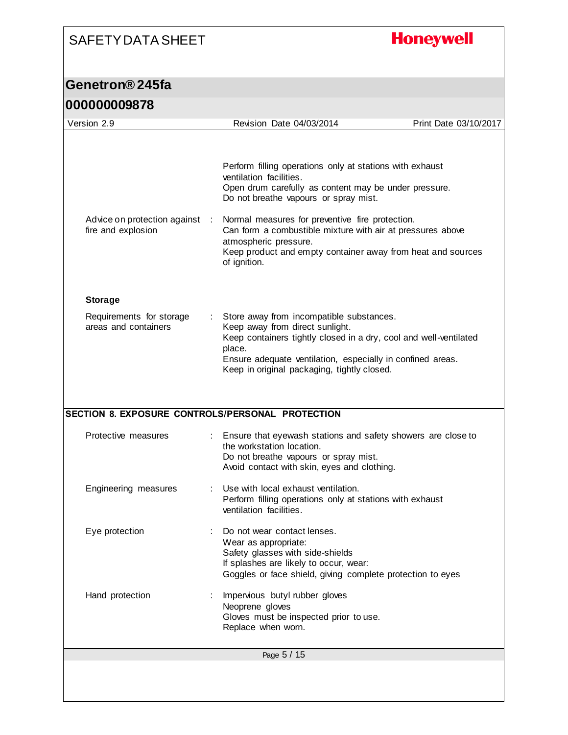Perform filling operations only at stations with exhaust ventilation facilities.
Open drum carefully as content may be under pressure.
Do not breathe vapours or spray mist.

| | |
|---|---|
| Advice on protection against fire and explosion | Normal measures for preventive fire protection.<br>Can form a combustible mixture with air at pressures above atmospheric pressure.<br>Keep product and empty container away from heat and sources of ignition. |

**Storage**

| | |
|---|---|
| Requirements for storage areas and containers | Store away from incompatible substances.<br>Keep away from direct sunlight.<br>Keep containers tightly closed in a dry, cool and well-ventilated place.<br>Ensure adequate ventilation, especially in confined areas.<br>Keep in original packaging, tightly closed. |

## SECTION 8. EXPOSURE CONTROLS/PERSONAL PROTECTION

| | |
|---|---|
| Protective measures | Ensure that eyewash stations and safety showers are close to the workstation location.<br>Do not breathe vapours or spray mist.<br>Avoid contact with skin, eyes and clothing. |
| Engineering measures | Use with local exhaust ventilation.<br>Perform filling operations only at stations with exhaust ventilation facilities. |
| Eye protection | Do not wear contact lenses.<br>Wear as appropriate:<br>Safety glasses with side-shields<br>If splashes are likely to occur, wear:<br>Goggles or face shield, giving complete protection to eyes |
| Hand protection | Impervious butyl rubber gloves<br>Neoprene gloves<br>Gloves must be inspected prior to use.<br>Replace when worn. |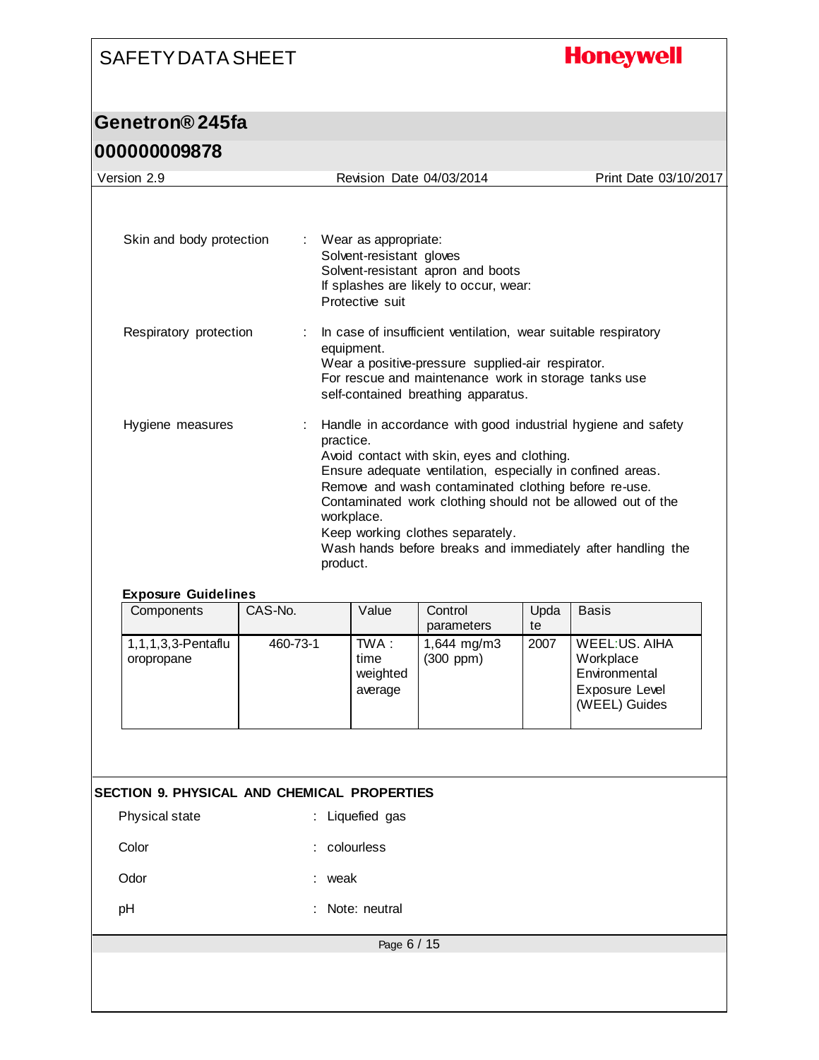Skin and body protection : Wear as appropriate:
Solvent-resistant gloves
Solvent-resistant apron and boots
If splashes are likely to occur, wear:
Protective suit

Respiratory protection : In case of insufficient ventilation, wear suitable respiratory equipment.
Wear a positive-pressure supplied-air respirator.
For rescue and maintenance work in storage tanks use self-contained breathing apparatus.

Hygiene measures : Handle in accordance with good industrial hygiene and safety practice.
Avoid contact with skin, eyes and clothing.
Ensure adequate ventilation, especially in confined areas.
Remove and wash contaminated clothing before re-use.
Contaminated work clothing should not be allowed out of the workplace.
Keep working clothes separately.
Wash hands before breaks and immediately after handling the product.

**Exposure Guidelines**

| Components | CAS-No. | Value | Control parameters | Update | Basis |
|---|---|---|---|---|---|
| 1,1,1,3,3-Pentafluoropropane | 460-73-1 | TWA : time weighted average | 1,644 mg/m3 (300 ppm) | 2007 | WEEL:US. AIHA Workplace Environmental Exposure Level (WEEL) Guides |

## SECTION 9. PHYSICAL AND CHEMICAL PROPERTIES

Physical state : Liquefied gas

Color : colourless

Odor : weak

pH : Note: neutral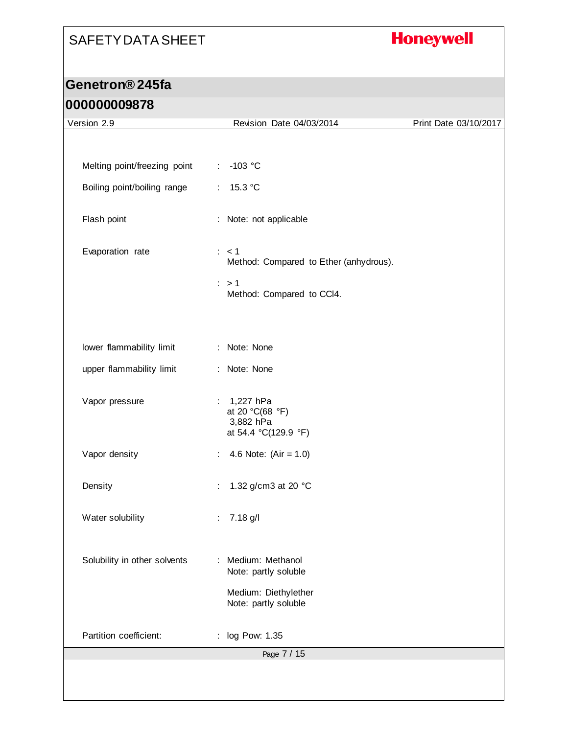| Property | | Value |
|---|---|---|
| Melting point/freezing point | : | -103 °C |
| Boiling point/boiling range | : | 15.3 °C |
| Flash point | : | Note: not applicable |
| Evaporation rate | : | < 1<br>Method: Compared to Ether (anhydrous). |
| | : | > 1<br>Method: Compared to $CCl_4$. |
| lower flammability limit | : | Note: None |
| upper flammability limit | : | Note: None |
| Vapor pressure | : | 1,227 hPa<br>at 20 °C(68 °F)<br>3,882 hPa<br>at 54.4 °C(129.9 °F) |
| Vapor density | : | 4.6 Note: (Air = 1.0) |
| Density | : | 1.32 g/cm3 at 20 °C |
| Water solubility | : | 7.18 g/l |
| Solubility in other solvents | : | Medium: Methanol<br>Note: partly soluble<br><br>Medium: Diethylether<br>Note: partly soluble |
| Partition coefficient: | : | log Pow: 1.35 |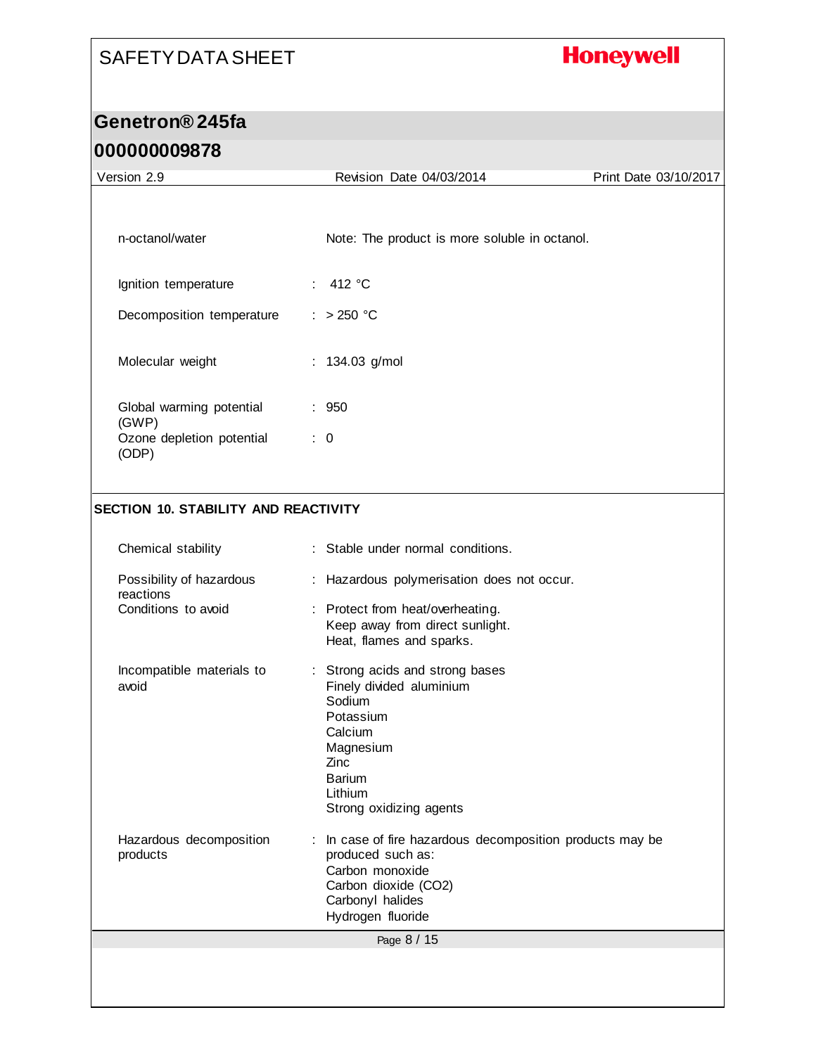| | | |
|---|---|---|
| n-octanol/water | | Note: The product is more soluble in octanol. |
| Ignition temperature | : | 412 °C |
| Decomposition temperature | : | > 250 °C |
| Molecular weight | : | 134.03 g/mol |
| Global warming potential (GWP) | : | 950 |
| Ozone depletion potential (ODP) | : | 0 |

## SECTION 10. STABILITY AND REACTIVITY

| | | |
|---|---|---|
| Chemical stability | : | Stable under normal conditions. |
| Possibility of hazardous reactions | : | Hazardous polymerisation does not occur. |
| Conditions to avoid | : | Protect from heat/overheating.<br>Keep away from direct sunlight.<br>Heat, flames and sparks. |
| Incompatible materials to avoid | : | Strong acids and strong bases<br>Finely divided aluminium<br>Sodium<br>Potassium<br>Calcium<br>Magnesium<br>Zinc<br>Barium<br>Lithium<br>Strong oxidizing agents |
| Hazardous decomposition products | : | In case of fire hazardous decomposition products may be produced such as:<br>Carbon monoxide<br>Carbon dioxide ($CO_2$)<br>Carbonyl halides<br>Hydrogen fluoride |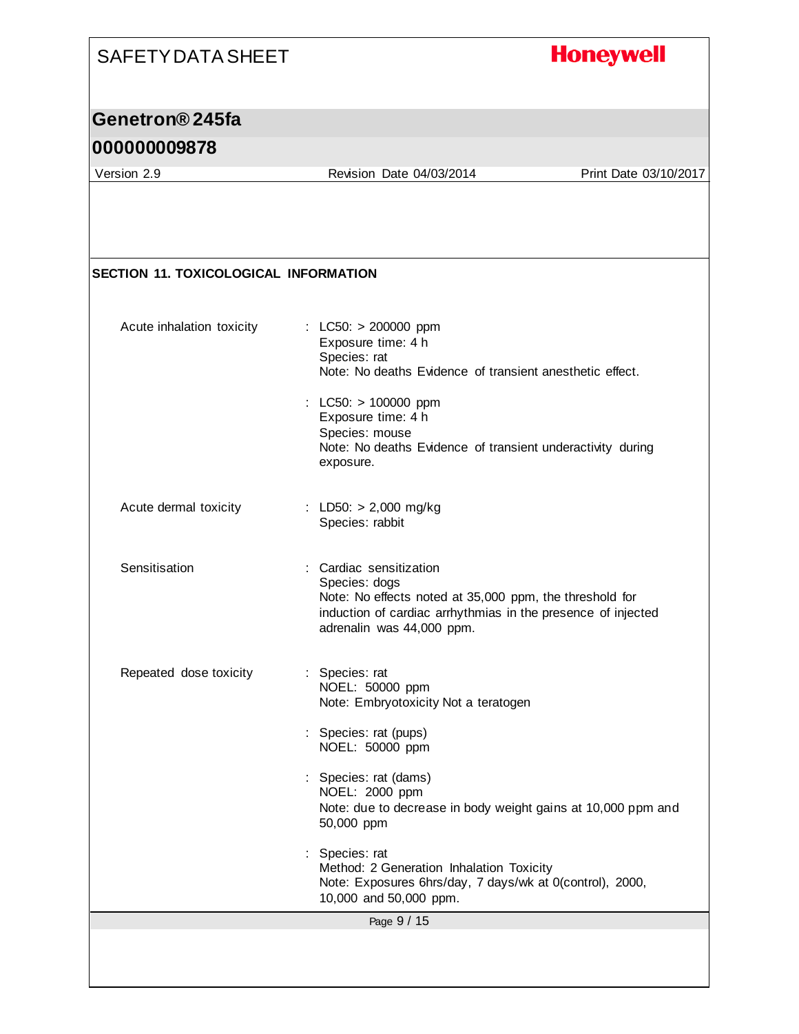## SECTION 11. TOXICOLOGICAL INFORMATION

**Acute inhalation toxicity**

: LC50: > 200000 ppm
Exposure time: 4 h
Species: rat
Note: No deaths Evidence of transient anesthetic effect.

: LC50: > 100000 ppm
Exposure time: 4 h
Species: mouse
Note: No deaths Evidence of transient underactivity during exposure.

**Acute dermal toxicity**

: LD50: > 2,000 mg/kg
Species: rabbit

**Sensitisation**

: Cardiac sensitization
Species: dogs
Note: No effects noted at 35,000 ppm, the threshold for induction of cardiac arrhythmias in the presence of injected adrenalin was 44,000 ppm.

**Repeated dose toxicity**

: Species: rat
NOEL: 50000 ppm
Note: Embryotoxicity Not a teratogen

: Species: rat (pups)
NOEL: 50000 ppm

: Species: rat (dams)
NOEL: 2000 ppm
Note: due to decrease in body weight gains at 10,000 ppm and 50,000 ppm

: Species: rat
Method: 2 Generation Inhalation Toxicity
Note: Exposures 6hrs/day, 7 days/wk at 0(control), 2000, 10,000 and 50,000 ppm.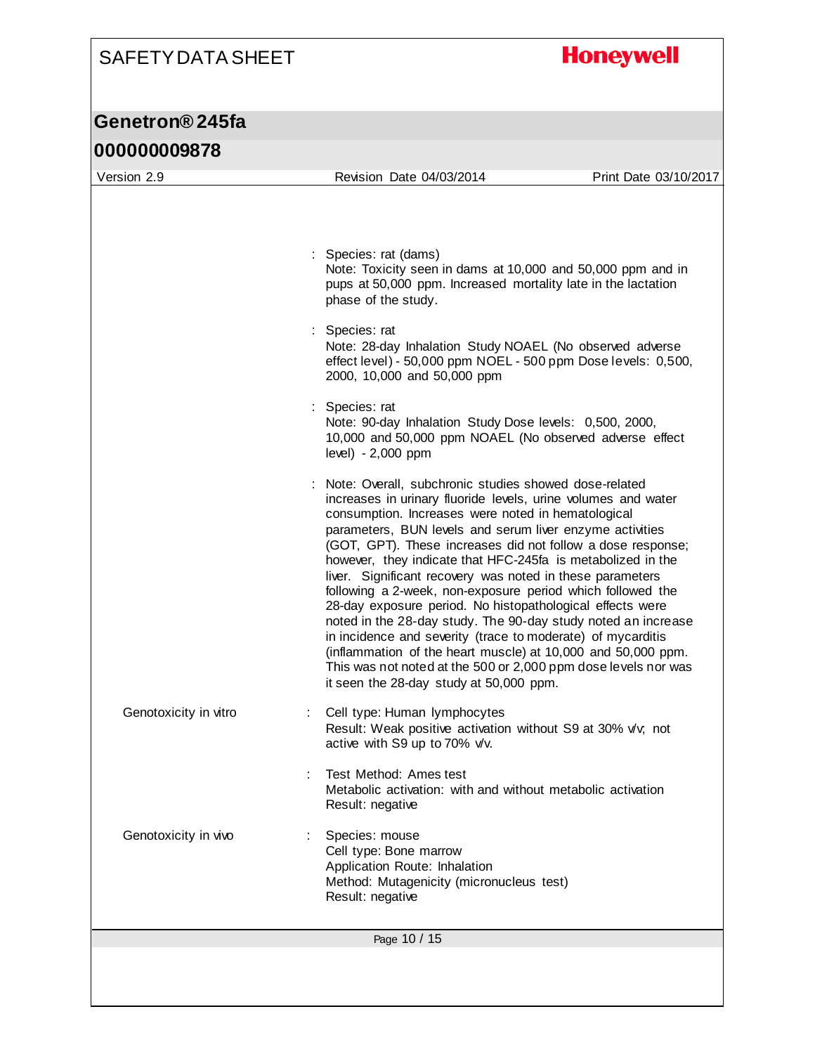: Species: rat (dams)
Note: Toxicity seen in dams at 10,000 and 50,000 ppm and in pups at 50,000 ppm. Increased mortality late in the lactation phase of the study.

: Species: rat
Note: 28-day Inhalation Study NOAEL (No observed adverse effect level) - 50,000 ppm NOEL - 500 ppm Dose levels: 0,500, 2000, 10,000 and 50,000 ppm

: Species: rat
Note: 90-day Inhalation Study Dose levels: 0,500, 2000, 10,000 and 50,000 ppm NOAEL (No observed adverse effect level) - 2,000 ppm

: Note: Overall, subchronic studies showed dose-related increases in urinary fluoride levels, urine volumes and water consumption. Increases were noted in hematological parameters, BUN levels and serum liver enzyme activities (GOT, GPT). These increases did not follow a dose response; however, they indicate that HFC-245fa is metabolized in the liver. Significant recovery was noted in these parameters following a 2-week, non-exposure period which followed the 28-day exposure period. No histopathological effects were noted in the 28-day study. The 90-day study noted an increase in incidence and severity (trace to moderate) of mycarditis (inflammation of the heart muscle) at 10,000 and 50,000 ppm. This was not noted at the 500 or 2,000 ppm dose levels nor was it seen the 28-day study at 50,000 ppm.

Genotoxicity in vitro : Cell type: Human lymphocytes
Result: Weak positive activation without S9 at 30% v/v; not active with S9 up to 70% v/v.

: Test Method: Ames test
Metabolic activation: with and without metabolic activation
Result: negative

Genotoxicity in vivo : Species: mouse
Cell type: Bone marrow
Application Route: Inhalation
Method: Mutagenicity (micronucleus test)
Result: negative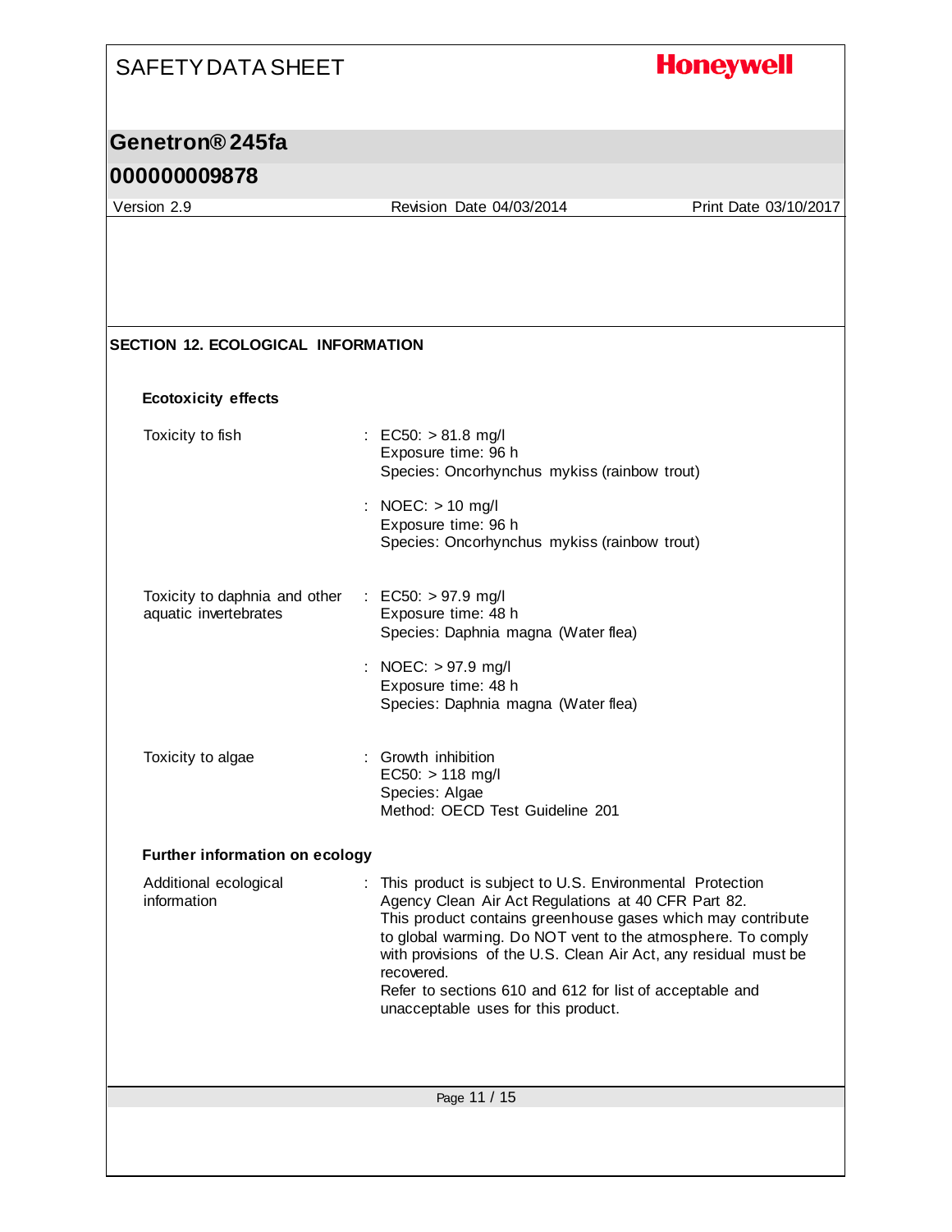## SECTION 12. ECOLOGICAL INFORMATION

### Ecotoxicity effects

| | |
|---|---|
| Toxicity to fish | : EC50: > 81.8 mg/l<br>Exposure time: 96 h<br>Species: Oncorhynchus mykiss (rainbow trout) |
| | : NOEC: > 10 mg/l<br>Exposure time: 96 h<br>Species: Oncorhynchus mykiss (rainbow trout) |
| Toxicity to daphnia and other aquatic invertebrates | : EC50: > 97.9 mg/l<br>Exposure time: 48 h<br>Species: Daphnia magna (Water flea) |
| | : NOEC: > 97.9 mg/l<br>Exposure time: 48 h<br>Species: Daphnia magna (Water flea) |
| Toxicity to algae | : Growth inhibition<br>EC50: > 118 mg/l<br>Species: Algae<br>Method: OECD Test Guideline 201 |

### Further information on ecology

| | |
|---|---|
| Additional ecological information | : This product is subject to U.S. Environmental Protection Agency Clean Air Act Regulations at 40 CFR Part 82.<br>This product contains greenhouse gases which may contribute to global warming. Do NOT vent to the atmosphere. To comply with provisions of the U.S. Clean Air Act, any residual must be recovered.<br>Refer to sections 610 and 612 for list of acceptable and unacceptable uses for this product. |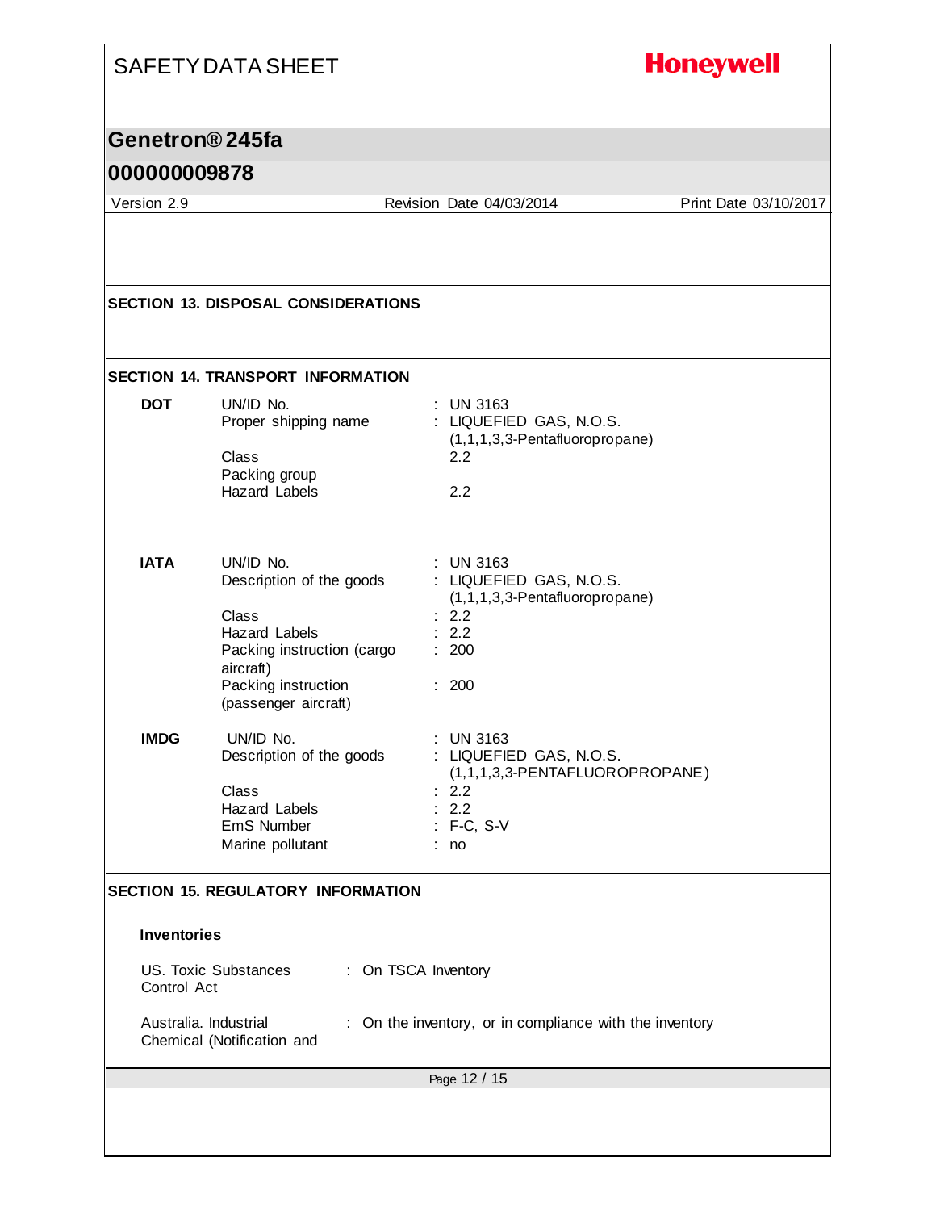## SECTION 13. DISPOSAL CONSIDERATIONS

## SECTION 14. TRANSPORT INFORMATION

**DOT**

| | | |
|---|---|---|
| UN/ID No. | : | UN 3163 |
| Proper shipping name | : | LIQUEFIED GAS, N.O.S. (1,1,1,3,3-Pentafluoropropane) |
| Class | | 2.2 |
| Packing group | | |
| Hazard Labels | | 2.2 |

**IATA**

| | | |
|---|---|---|
| UN/ID No. | : | UN 3163 |
| Description of the goods | : | LIQUEFIED GAS, N.O.S. (1,1,1,3,3-Pentafluoropropane) |
| Class | : | 2.2 |
| Hazard Labels | : | 2.2 |
| Packing instruction (cargo aircraft) | : | 200 |
| Packing instruction (passenger aircraft) | : | 200 |

**IMDG**

| | | |
|---|---|---|
| UN/ID No. | : | UN 3163 |
| Description of the goods | : | LIQUEFIED GAS, N.O.S. (1,1,1,3,3-PENTAFLUOROPROPANE) |
| Class | : | 2.2 |
| Hazard Labels | : | 2.2 |
| EmS Number | : | F-C, S-V |
| Marine pollutant | : | no |

## SECTION 15. REGULATORY INFORMATION

**Inventories**

| | | |
|---|---|---|
| US. Toxic Substances Control Act | : | On TSCA Inventory |
| Australia. Industrial Chemical (Notification and | : | On the inventory, or in compliance with the inventory |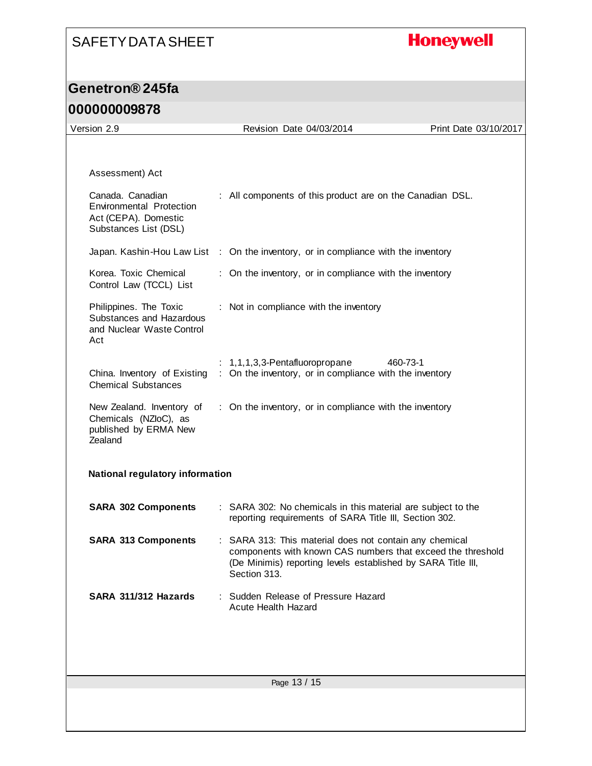Assessment) Act

| | |
|---|---|
| Canada. Canadian Environmental Protection Act (CEPA). Domestic Substances List (DSL) | : All components of this product are on the Canadian DSL. |
| Japan. Kashin-Hou Law List | : On the inventory, or in compliance with the inventory |
| Korea. Toxic Chemical Control Law (TCCL) List | : On the inventory, or in compliance with the inventory |
| Philippines. The Toxic Substances and Hazardous and Nuclear Waste Control Act | : Not in compliance with the inventory |
| | : 1,1,1,3,3-Pentafluoropropane 460-73-1 |
| China. Inventory of Existing Chemical Substances | : On the inventory, or in compliance with the inventory |
| New Zealand. Inventory of Chemicals (NZIoC), as published by ERMA New Zealand | : On the inventory, or in compliance with the inventory |

**National regulatory information**

| | |
|---|---|
| **SARA 302 Components** | : SARA 302: No chemicals in this material are subject to the reporting requirements of SARA Title III, Section 302. |
| **SARA 313 Components** | : SARA 313: This material does not contain any chemical components with known CAS numbers that exceed the threshold (De Minimis) reporting levels established by SARA Title III, Section 313. |
| **SARA 311/312 Hazards** | : Sudden Release of Pressure Hazard<br>Acute Health Hazard |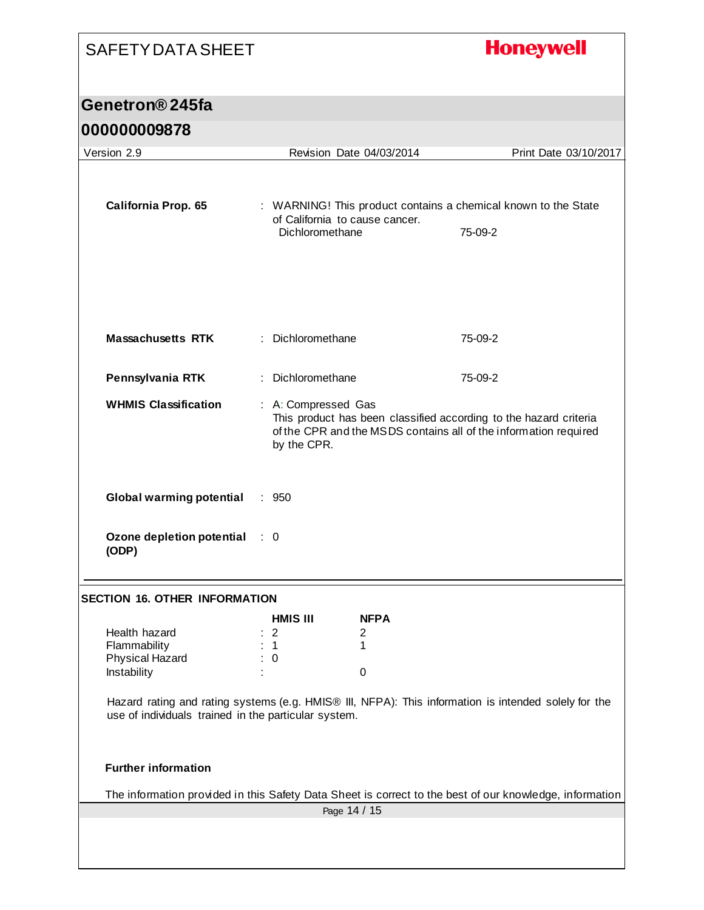**California Prop. 65** : WARNING! This product contains a chemical known to the State of California to cause cancer.

| | |
|---|---|
| Dichloromethane | 75-09-2 |

**Massachusetts RTK** : Dichloromethane 75-09-2

**Pennsylvania RTK** : Dichloromethane 75-09-2

**WHMIS Classification** : A: Compressed Gas
This product has been classified according to the hazard criteria of the CPR and the MSDS contains all of the information required by the CPR.

**Global warming potential** : 950

**Ozone depletion potential (ODP)** : 0

## SECTION 16. OTHER INFORMATION

| | HMIS III | NFPA |
|---|---|---|
| Health hazard | 2 | 2 |
| Flammability | 1 | 1 |
| Physical Hazard | 0 | |
| Instability | | 0 |

Hazard rating and rating systems (e.g. HMIS® III, NFPA): This information is intended solely for the use of individuals trained in the particular system.

**Further information**

The information provided in this Safety Data Sheet is correct to the best of our knowledge, information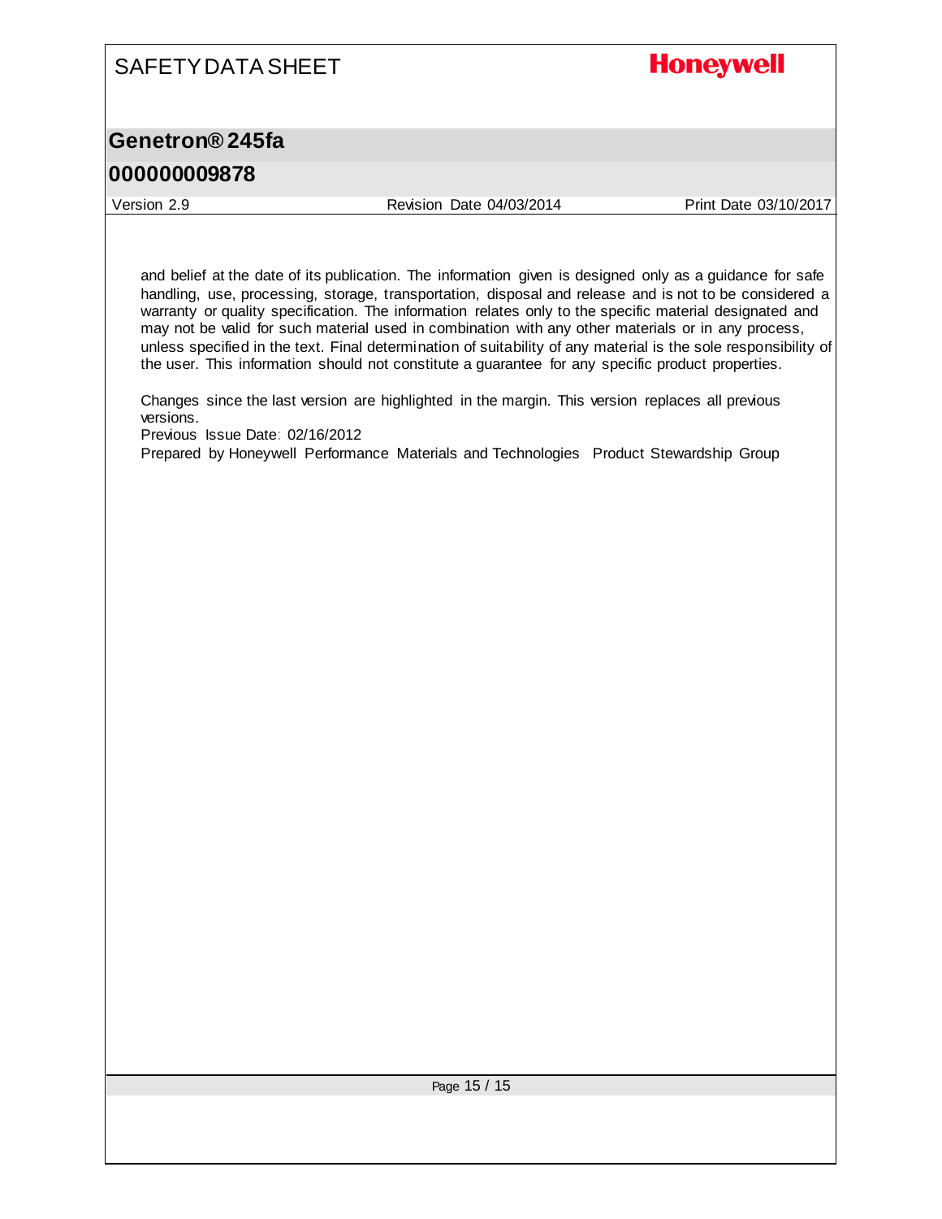and belief at the date of its publication. The information given is designed only as a guidance for safe handling, use, processing, storage, transportation, disposal and release and is not to be considered a warranty or quality specification. The information relates only to the specific material designated and may not be valid for such material used in combination with any other materials or in any process, unless specified in the text. Final determination of suitability of any material is the sole responsibility of the user. This information should not constitute a guarantee for any specific product properties.

Changes since the last version are highlighted in the margin. This version replaces all previous versions.
Previous Issue Date: 02/16/2012
Prepared by Honeywell Performance Materials and Technologies Product Stewardship Group